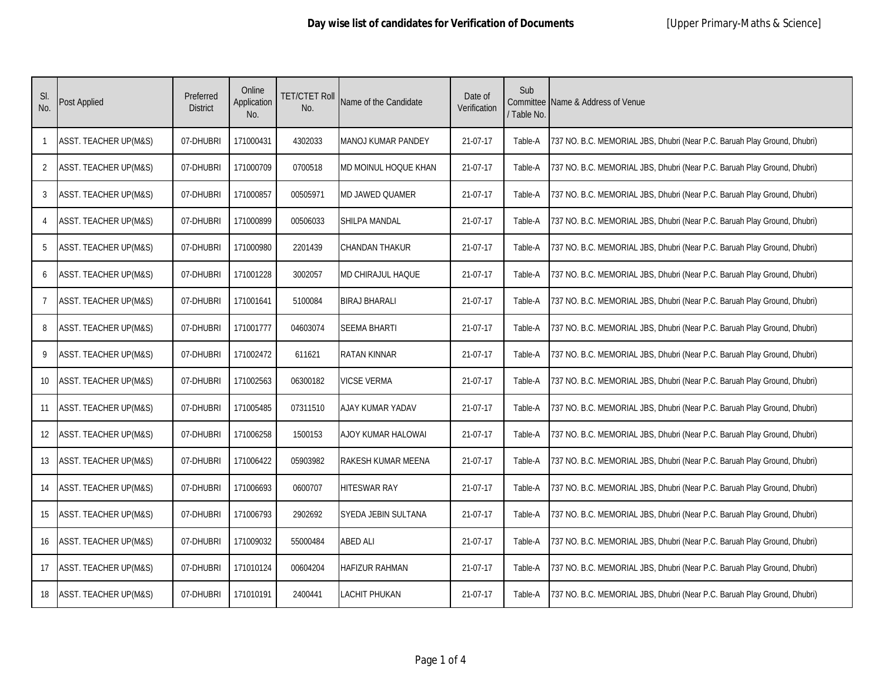# Day wise list of candidates for Verification of Documents

[Upper Primary-Maths & Science]

| Sl. No. | Post Applied | Preferred District | Online Application No. | TET/CTET Roll No. | Name of the Candidate | Date of Verification | Sub Committee / Table No. | Name & Address of Venue |
|---|---|---|---|---|---|---|---|---|
| 1 | ASST. TEACHER UP(M&S) | 07-DHUBRI | 171000431 | 4302033 | MANOJ KUMAR PANDEY | 21-07-17 | Table-A | 737 NO. B.C. MEMORIAL JBS, Dhubri (Near P.C. Baruah Play Ground, Dhubri) |
| 2 | ASST. TEACHER UP(M&S) | 07-DHUBRI | 171000709 | 0700518 | MD MOINUL HOQUE KHAN | 21-07-17 | Table-A | 737 NO. B.C. MEMORIAL JBS, Dhubri (Near P.C. Baruah Play Ground, Dhubri) |
| 3 | ASST. TEACHER UP(M&S) | 07-DHUBRI | 171000857 | 00505971 | MD JAWED QUAMER | 21-07-17 | Table-A | 737 NO. B.C. MEMORIAL JBS, Dhubri (Near P.C. Baruah Play Ground, Dhubri) |
| 4 | ASST. TEACHER UP(M&S) | 07-DHUBRI | 171000899 | 00506033 | SHILPA MANDAL | 21-07-17 | Table-A | 737 NO. B.C. MEMORIAL JBS, Dhubri (Near P.C. Baruah Play Ground, Dhubri) |
| 5 | ASST. TEACHER UP(M&S) | 07-DHUBRI | 171000980 | 2201439 | CHANDAN THAKUR | 21-07-17 | Table-A | 737 NO. B.C. MEMORIAL JBS, Dhubri (Near P.C. Baruah Play Ground, Dhubri) |
| 6 | ASST. TEACHER UP(M&S) | 07-DHUBRI | 171001228 | 3002057 | MD CHIRAJUL HAQUE | 21-07-17 | Table-A | 737 NO. B.C. MEMORIAL JBS, Dhubri (Near P.C. Baruah Play Ground, Dhubri) |
| 7 | ASST. TEACHER UP(M&S) | 07-DHUBRI | 171001641 | 5100084 | BIRAJ BHARALI | 21-07-17 | Table-A | 737 NO. B.C. MEMORIAL JBS, Dhubri (Near P.C. Baruah Play Ground, Dhubri) |
| 8 | ASST. TEACHER UP(M&S) | 07-DHUBRI | 171001777 | 04603074 | SEEMA BHARTI | 21-07-17 | Table-A | 737 NO. B.C. MEMORIAL JBS, Dhubri (Near P.C. Baruah Play Ground, Dhubri) |
| 9 | ASST. TEACHER UP(M&S) | 07-DHUBRI | 171002472 | 611621 | RATAN KINNAR | 21-07-17 | Table-A | 737 NO. B.C. MEMORIAL JBS, Dhubri (Near P.C. Baruah Play Ground, Dhubri) |
| 10 | ASST. TEACHER UP(M&S) | 07-DHUBRI | 171002563 | 06300182 | VICSE VERMA | 21-07-17 | Table-A | 737 NO. B.C. MEMORIAL JBS, Dhubri (Near P.C. Baruah Play Ground, Dhubri) |
| 11 | ASST. TEACHER UP(M&S) | 07-DHUBRI | 171005485 | 07311510 | AJAY KUMAR YADAV | 21-07-17 | Table-A | 737 NO. B.C. MEMORIAL JBS, Dhubri (Near P.C. Baruah Play Ground, Dhubri) |
| 12 | ASST. TEACHER UP(M&S) | 07-DHUBRI | 171006258 | 1500153 | AJOY KUMAR HALOWAI | 21-07-17 | Table-A | 737 NO. B.C. MEMORIAL JBS, Dhubri (Near P.C. Baruah Play Ground, Dhubri) |
| 13 | ASST. TEACHER UP(M&S) | 07-DHUBRI | 171006422 | 05903982 | RAKESH KUMAR MEENA | 21-07-17 | Table-A | 737 NO. B.C. MEMORIAL JBS, Dhubri (Near P.C. Baruah Play Ground, Dhubri) |
| 14 | ASST. TEACHER UP(M&S) | 07-DHUBRI | 171006693 | 0600707 | HITESWAR RAY | 21-07-17 | Table-A | 737 NO. B.C. MEMORIAL JBS, Dhubri (Near P.C. Baruah Play Ground, Dhubri) |
| 15 | ASST. TEACHER UP(M&S) | 07-DHUBRI | 171006793 | 2902692 | SYEDA JEBIN SULTANA | 21-07-17 | Table-A | 737 NO. B.C. MEMORIAL JBS, Dhubri (Near P.C. Baruah Play Ground, Dhubri) |
| 16 | ASST. TEACHER UP(M&S) | 07-DHUBRI | 171009032 | 55000484 | ABED ALI | 21-07-17 | Table-A | 737 NO. B.C. MEMORIAL JBS, Dhubri (Near P.C. Baruah Play Ground, Dhubri) |
| 17 | ASST. TEACHER UP(M&S) | 07-DHUBRI | 171010124 | 00604204 | HAFIZUR RAHMAN | 21-07-17 | Table-A | 737 NO. B.C. MEMORIAL JBS, Dhubri (Near P.C. Baruah Play Ground, Dhubri) |
| 18 | ASST. TEACHER UP(M&S) | 07-DHUBRI | 171010191 | 2400441 | LACHIT PHUKAN | 21-07-17 | Table-A | 737 NO. B.C. MEMORIAL JBS, Dhubri (Near P.C. Baruah Play Ground, Dhubri) |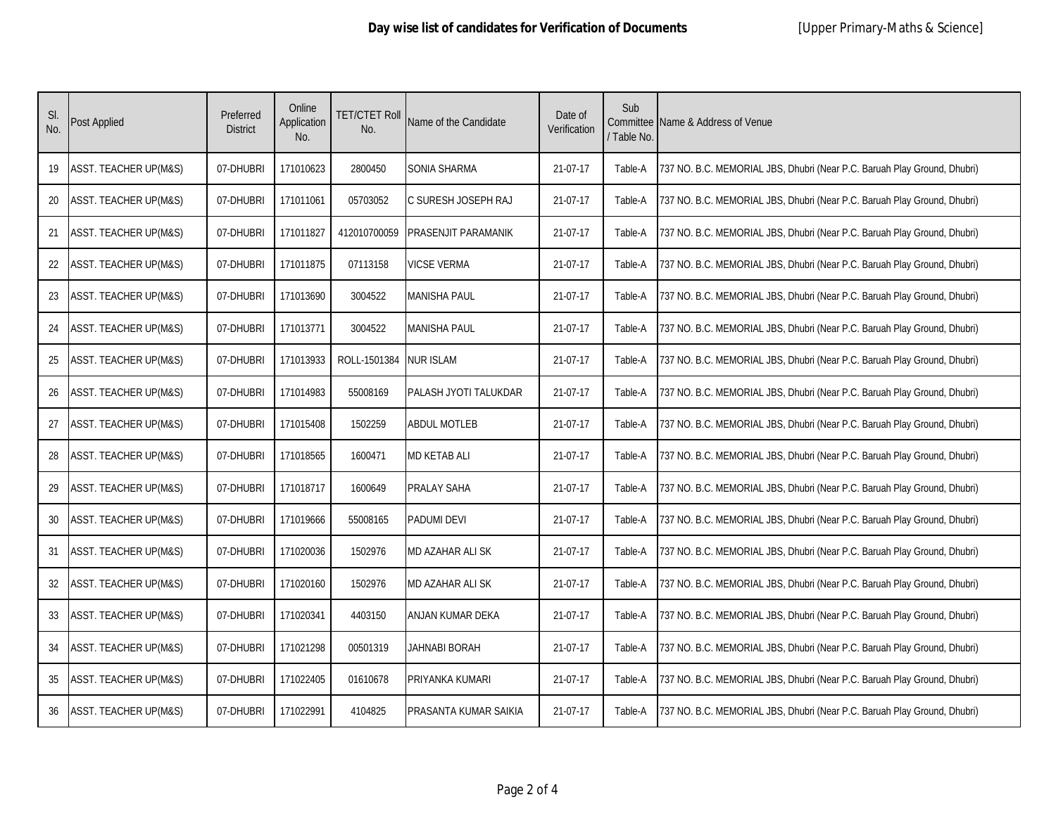**Day wise list of candidates for Verification of Documents** [Upper Primary-Maths & Science]

| Sl. No. | Post Applied | Preferred District | Online Application No. | TET/CTET Roll No. | Name of the Candidate | Date of Verification | Sub Committee / Table No. | Name & Address of Venue |
|---|---|---|---|---|---|---|---|---|
| 19 | ASST. TEACHER UP(M&S) | 07-DHUBRI | 171010623 | 2800450 | SONIA SHARMA | 21-07-17 | Table-A | 737 NO. B.C. MEMORIAL JBS, Dhubri (Near P.C. Baruah Play Ground, Dhubri) |
| 20 | ASST. TEACHER UP(M&S) | 07-DHUBRI | 171011061 | 05703052 | C SURESH JOSEPH RAJ | 21-07-17 | Table-A | 737 NO. B.C. MEMORIAL JBS, Dhubri (Near P.C. Baruah Play Ground, Dhubri) |
| 21 | ASST. TEACHER UP(M&S) | 07-DHUBRI | 171011827 | 412010700059 | PRASENJIT PARAMANIK | 21-07-17 | Table-A | 737 NO. B.C. MEMORIAL JBS, Dhubri (Near P.C. Baruah Play Ground, Dhubri) |
| 22 | ASST. TEACHER UP(M&S) | 07-DHUBRI | 171011875 | 07113158 | VICSE VERMA | 21-07-17 | Table-A | 737 NO. B.C. MEMORIAL JBS, Dhubri (Near P.C. Baruah Play Ground, Dhubri) |
| 23 | ASST. TEACHER UP(M&S) | 07-DHUBRI | 171013690 | 3004522 | MANISHA PAUL | 21-07-17 | Table-A | 737 NO. B.C. MEMORIAL JBS, Dhubri (Near P.C. Baruah Play Ground, Dhubri) |
| 24 | ASST. TEACHER UP(M&S) | 07-DHUBRI | 171013771 | 3004522 | MANISHA PAUL | 21-07-17 | Table-A | 737 NO. B.C. MEMORIAL JBS, Dhubri (Near P.C. Baruah Play Ground, Dhubri) |
| 25 | ASST. TEACHER UP(M&S) | 07-DHUBRI | 171013933 | ROLL-1501384 | NUR ISLAM | 21-07-17 | Table-A | 737 NO. B.C. MEMORIAL JBS, Dhubri (Near P.C. Baruah Play Ground, Dhubri) |
| 26 | ASST. TEACHER UP(M&S) | 07-DHUBRI | 171014983 | 55008169 | PALASH JYOTI TALUKDAR | 21-07-17 | Table-A | 737 NO. B.C. MEMORIAL JBS, Dhubri (Near P.C. Baruah Play Ground, Dhubri) |
| 27 | ASST. TEACHER UP(M&S) | 07-DHUBRI | 171015408 | 1502259 | ABDUL MOTLEB | 21-07-17 | Table-A | 737 NO. B.C. MEMORIAL JBS, Dhubri (Near P.C. Baruah Play Ground, Dhubri) |
| 28 | ASST. TEACHER UP(M&S) | 07-DHUBRI | 171018565 | 1600471 | MD KETAB ALI | 21-07-17 | Table-A | 737 NO. B.C. MEMORIAL JBS, Dhubri (Near P.C. Baruah Play Ground, Dhubri) |
| 29 | ASST. TEACHER UP(M&S) | 07-DHUBRI | 171018717 | 1600649 | PRALAY SAHA | 21-07-17 | Table-A | 737 NO. B.C. MEMORIAL JBS, Dhubri (Near P.C. Baruah Play Ground, Dhubri) |
| 30 | ASST. TEACHER UP(M&S) | 07-DHUBRI | 171019666 | 55008165 | PADUMI DEVI | 21-07-17 | Table-A | 737 NO. B.C. MEMORIAL JBS, Dhubri (Near P.C. Baruah Play Ground, Dhubri) |
| 31 | ASST. TEACHER UP(M&S) | 07-DHUBRI | 171020036 | 1502976 | MD AZAHAR ALI SK | 21-07-17 | Table-A | 737 NO. B.C. MEMORIAL JBS, Dhubri (Near P.C. Baruah Play Ground, Dhubri) |
| 32 | ASST. TEACHER UP(M&S) | 07-DHUBRI | 171020160 | 1502976 | MD AZAHAR ALI SK | 21-07-17 | Table-A | 737 NO. B.C. MEMORIAL JBS, Dhubri (Near P.C. Baruah Play Ground, Dhubri) |
| 33 | ASST. TEACHER UP(M&S) | 07-DHUBRI | 171020341 | 4403150 | ANJAN KUMAR DEKA | 21-07-17 | Table-A | 737 NO. B.C. MEMORIAL JBS, Dhubri (Near P.C. Baruah Play Ground, Dhubri) |
| 34 | ASST. TEACHER UP(M&S) | 07-DHUBRI | 171021298 | 00501319 | JAHNABI BORAH | 21-07-17 | Table-A | 737 NO. B.C. MEMORIAL JBS, Dhubri (Near P.C. Baruah Play Ground, Dhubri) |
| 35 | ASST. TEACHER UP(M&S) | 07-DHUBRI | 171022405 | 01610678 | PRIYANKA KUMARI | 21-07-17 | Table-A | 737 NO. B.C. MEMORIAL JBS, Dhubri (Near P.C. Baruah Play Ground, Dhubri) |
| 36 | ASST. TEACHER UP(M&S) | 07-DHUBRI | 171022991 | 4104825 | PRASANTA KUMAR SAIKIA | 21-07-17 | Table-A | 737 NO. B.C. MEMORIAL JBS, Dhubri (Near P.C. Baruah Play Ground, Dhubri) |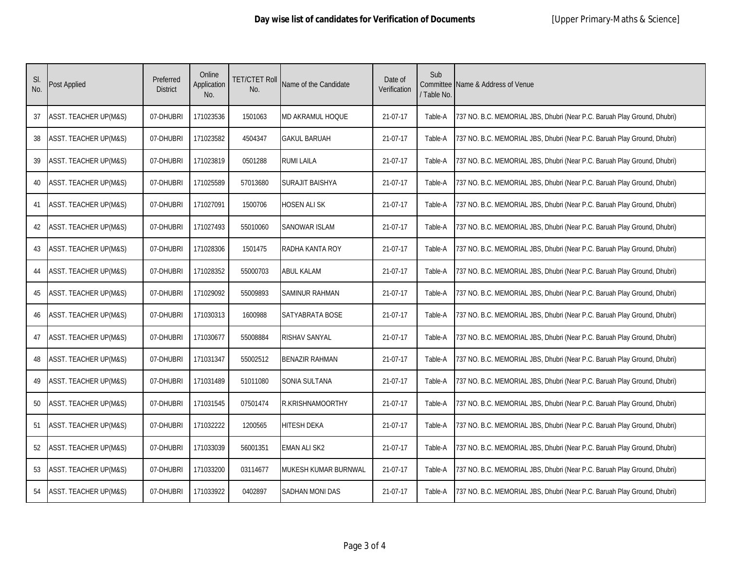**Day wise list of candidates for Verification of Documents** [Upper Primary-Maths & Science]

| Sl. No. | Post Applied | Preferred District | Online Application No. | TET/CTET Roll No. | Name of the Candidate | Date of Verification | Sub Committee / Table No. | Name & Address of Venue |
|---|---|---|---|---|---|---|---|---|
| 37 | ASST. TEACHER UP(M&S) | 07-DHUBRI | 171023536 | 1501063 | MD AKRAMUL HOQUE | 21-07-17 | Table-A | 737 NO. B.C. MEMORIAL JBS, Dhubri (Near P.C. Baruah Play Ground, Dhubri) |
| 38 | ASST. TEACHER UP(M&S) | 07-DHUBRI | 171023582 | 4504347 | GAKUL BARUAH | 21-07-17 | Table-A | 737 NO. B.C. MEMORIAL JBS, Dhubri (Near P.C. Baruah Play Ground, Dhubri) |
| 39 | ASST. TEACHER UP(M&S) | 07-DHUBRI | 171023819 | 0501288 | RUMI LAILA | 21-07-17 | Table-A | 737 NO. B.C. MEMORIAL JBS, Dhubri (Near P.C. Baruah Play Ground, Dhubri) |
| 40 | ASST. TEACHER UP(M&S) | 07-DHUBRI | 171025589 | 57013680 | SURAJIT BAISHYA | 21-07-17 | Table-A | 737 NO. B.C. MEMORIAL JBS, Dhubri (Near P.C. Baruah Play Ground, Dhubri) |
| 41 | ASST. TEACHER UP(M&S) | 07-DHUBRI | 171027091 | 1500706 | HOSEN ALI SK | 21-07-17 | Table-A | 737 NO. B.C. MEMORIAL JBS, Dhubri (Near P.C. Baruah Play Ground, Dhubri) |
| 42 | ASST. TEACHER UP(M&S) | 07-DHUBRI | 171027493 | 55010060 | SANOWAR ISLAM | 21-07-17 | Table-A | 737 NO. B.C. MEMORIAL JBS, Dhubri (Near P.C. Baruah Play Ground, Dhubri) |
| 43 | ASST. TEACHER UP(M&S) | 07-DHUBRI | 171028306 | 1501475 | RADHA KANTA ROY | 21-07-17 | Table-A | 737 NO. B.C. MEMORIAL JBS, Dhubri (Near P.C. Baruah Play Ground, Dhubri) |
| 44 | ASST. TEACHER UP(M&S) | 07-DHUBRI | 171028352 | 55000703 | ABUL KALAM | 21-07-17 | Table-A | 737 NO. B.C. MEMORIAL JBS, Dhubri (Near P.C. Baruah Play Ground, Dhubri) |
| 45 | ASST. TEACHER UP(M&S) | 07-DHUBRI | 171029092 | 55009893 | SAMINUR RAHMAN | 21-07-17 | Table-A | 737 NO. B.C. MEMORIAL JBS, Dhubri (Near P.C. Baruah Play Ground, Dhubri) |
| 46 | ASST. TEACHER UP(M&S) | 07-DHUBRI | 171030313 | 1600988 | SATYABRATA BOSE | 21-07-17 | Table-A | 737 NO. B.C. MEMORIAL JBS, Dhubri (Near P.C. Baruah Play Ground, Dhubri) |
| 47 | ASST. TEACHER UP(M&S) | 07-DHUBRI | 171030677 | 55008884 | RISHAV SANYAL | 21-07-17 | Table-A | 737 NO. B.C. MEMORIAL JBS, Dhubri (Near P.C. Baruah Play Ground, Dhubri) |
| 48 | ASST. TEACHER UP(M&S) | 07-DHUBRI | 171031347 | 55002512 | BENAZIR RAHMAN | 21-07-17 | Table-A | 737 NO. B.C. MEMORIAL JBS, Dhubri (Near P.C. Baruah Play Ground, Dhubri) |
| 49 | ASST. TEACHER UP(M&S) | 07-DHUBRI | 171031489 | 51011080 | SONIA SULTANA | 21-07-17 | Table-A | 737 NO. B.C. MEMORIAL JBS, Dhubri (Near P.C. Baruah Play Ground, Dhubri) |
| 50 | ASST. TEACHER UP(M&S) | 07-DHUBRI | 171031545 | 07501474 | R.KRISHNAMOORTHY | 21-07-17 | Table-A | 737 NO. B.C. MEMORIAL JBS, Dhubri (Near P.C. Baruah Play Ground, Dhubri) |
| 51 | ASST. TEACHER UP(M&S) | 07-DHUBRI | 171032222 | 1200565 | HITESH DEKA | 21-07-17 | Table-A | 737 NO. B.C. MEMORIAL JBS, Dhubri (Near P.C. Baruah Play Ground, Dhubri) |
| 52 | ASST. TEACHER UP(M&S) | 07-DHUBRI | 171033039 | 56001351 | EMAN ALI SK2 | 21-07-17 | Table-A | 737 NO. B.C. MEMORIAL JBS, Dhubri (Near P.C. Baruah Play Ground, Dhubri) |
| 53 | ASST. TEACHER UP(M&S) | 07-DHUBRI | 171033200 | 03114677 | MUKESH KUMAR BURNWAL | 21-07-17 | Table-A | 737 NO. B.C. MEMORIAL JBS, Dhubri (Near P.C. Baruah Play Ground, Dhubri) |
| 54 | ASST. TEACHER UP(M&S) | 07-DHUBRI | 171033922 | 0402897 | SADHAN MONI DAS | 21-07-17 | Table-A | 737 NO. B.C. MEMORIAL JBS, Dhubri (Near P.C. Baruah Play Ground, Dhubri) |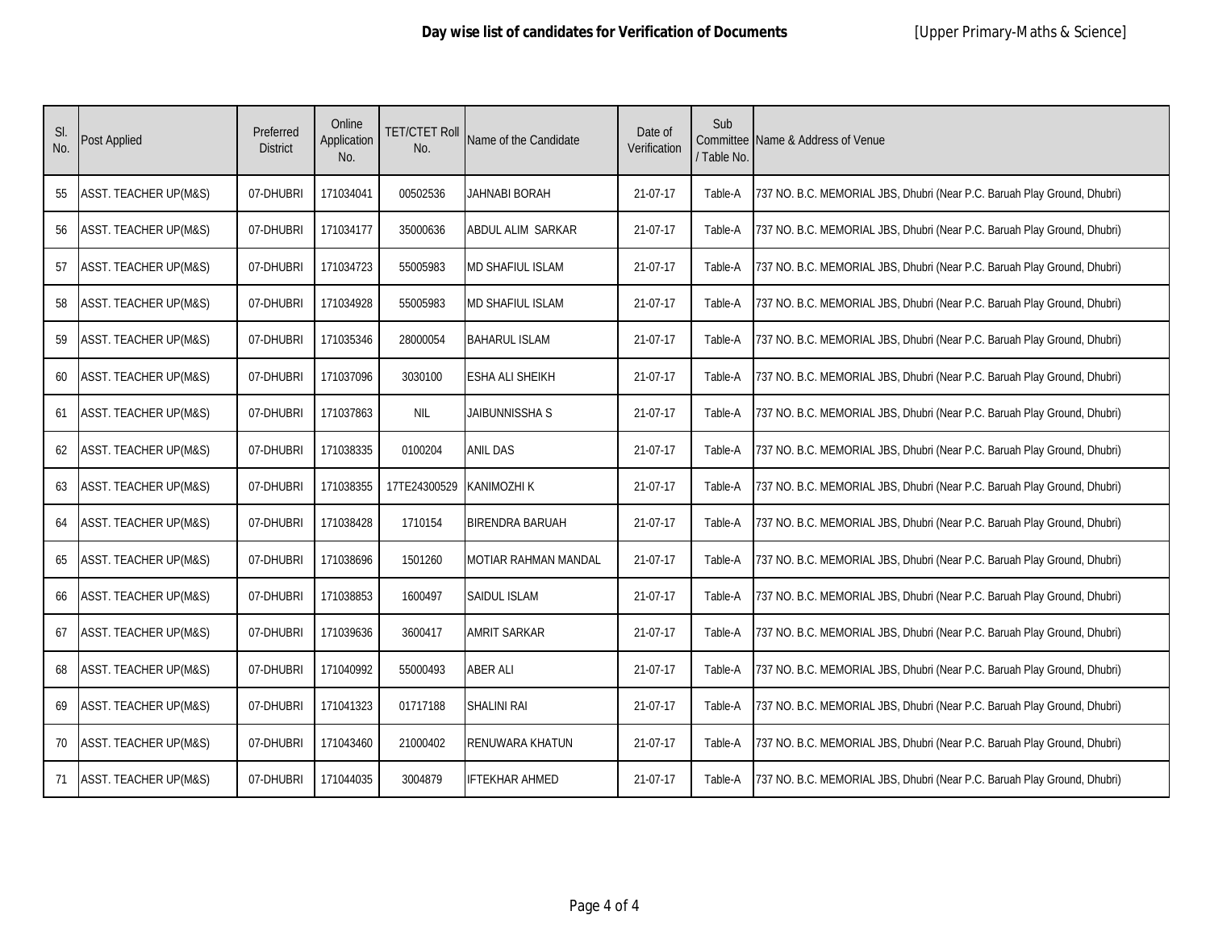**Day wise list of candidates for Verification of Documents** [Upper Primary-Maths & Science]

| Sl. No. | Post Applied | Preferred District | Online Application No. | TET/CTET Roll No. | Name of the Candidate | Date of Verification | Sub Committee / Table No. | Name & Address of Venue |
|---|---|---|---|---|---|---|---|---|
| 55 | ASST. TEACHER UP(M&S) | 07-DHUBRI | 171034041 | 00502536 | JAHNABI BORAH | 21-07-17 | Table-A | 737 NO. B.C. MEMORIAL JBS, Dhubri (Near P.C. Baruah Play Ground, Dhubri) |
| 56 | ASST. TEACHER UP(M&S) | 07-DHUBRI | 171034177 | 35000636 | ABDUL ALIM SARKAR | 21-07-17 | Table-A | 737 NO. B.C. MEMORIAL JBS, Dhubri (Near P.C. Baruah Play Ground, Dhubri) |
| 57 | ASST. TEACHER UP(M&S) | 07-DHUBRI | 171034723 | 55005983 | MD SHAFIUL ISLAM | 21-07-17 | Table-A | 737 NO. B.C. MEMORIAL JBS, Dhubri (Near P.C. Baruah Play Ground, Dhubri) |
| 58 | ASST. TEACHER UP(M&S) | 07-DHUBRI | 171034928 | 55005983 | MD SHAFIUL ISLAM | 21-07-17 | Table-A | 737 NO. B.C. MEMORIAL JBS, Dhubri (Near P.C. Baruah Play Ground, Dhubri) |
| 59 | ASST. TEACHER UP(M&S) | 07-DHUBRI | 171035346 | 28000054 | BAHARUL ISLAM | 21-07-17 | Table-A | 737 NO. B.C. MEMORIAL JBS, Dhubri (Near P.C. Baruah Play Ground, Dhubri) |
| 60 | ASST. TEACHER UP(M&S) | 07-DHUBRI | 171037096 | 3030100 | ESHA ALI SHEIKH | 21-07-17 | Table-A | 737 NO. B.C. MEMORIAL JBS, Dhubri (Near P.C. Baruah Play Ground, Dhubri) |
| 61 | ASST. TEACHER UP(M&S) | 07-DHUBRI | 171037863 | NIL | JAIBUNNISSHA S | 21-07-17 | Table-A | 737 NO. B.C. MEMORIAL JBS, Dhubri (Near P.C. Baruah Play Ground, Dhubri) |
| 62 | ASST. TEACHER UP(M&S) | 07-DHUBRI | 171038335 | 0100204 | ANIL DAS | 21-07-17 | Table-A | 737 NO. B.C. MEMORIAL JBS, Dhubri (Near P.C. Baruah Play Ground, Dhubri) |
| 63 | ASST. TEACHER UP(M&S) | 07-DHUBRI | 171038355 | 17TE24300529 | KANIMOZHI K | 21-07-17 | Table-A | 737 NO. B.C. MEMORIAL JBS, Dhubri (Near P.C. Baruah Play Ground, Dhubri) |
| 64 | ASST. TEACHER UP(M&S) | 07-DHUBRI | 171038428 | 1710154 | BIRENDRA BARUAH | 21-07-17 | Table-A | 737 NO. B.C. MEMORIAL JBS, Dhubri (Near P.C. Baruah Play Ground, Dhubri) |
| 65 | ASST. TEACHER UP(M&S) | 07-DHUBRI | 171038696 | 1501260 | MOTIAR RAHMAN MANDAL | 21-07-17 | Table-A | 737 NO. B.C. MEMORIAL JBS, Dhubri (Near P.C. Baruah Play Ground, Dhubri) |
| 66 | ASST. TEACHER UP(M&S) | 07-DHUBRI | 171038853 | 1600497 | SAIDUL ISLAM | 21-07-17 | Table-A | 737 NO. B.C. MEMORIAL JBS, Dhubri (Near P.C. Baruah Play Ground, Dhubri) |
| 67 | ASST. TEACHER UP(M&S) | 07-DHUBRI | 171039636 | 3600417 | AMRIT SARKAR | 21-07-17 | Table-A | 737 NO. B.C. MEMORIAL JBS, Dhubri (Near P.C. Baruah Play Ground, Dhubri) |
| 68 | ASST. TEACHER UP(M&S) | 07-DHUBRI | 171040992 | 55000493 | ABER ALI | 21-07-17 | Table-A | 737 NO. B.C. MEMORIAL JBS, Dhubri (Near P.C. Baruah Play Ground, Dhubri) |
| 69 | ASST. TEACHER UP(M&S) | 07-DHUBRI | 171041323 | 01717188 | SHALINI RAI | 21-07-17 | Table-A | 737 NO. B.C. MEMORIAL JBS, Dhubri (Near P.C. Baruah Play Ground, Dhubri) |
| 70 | ASST. TEACHER UP(M&S) | 07-DHUBRI | 171043460 | 21000402 | RENUWARA KHATUN | 21-07-17 | Table-A | 737 NO. B.C. MEMORIAL JBS, Dhubri (Near P.C. Baruah Play Ground, Dhubri) |
| 71 | ASST. TEACHER UP(M&S) | 07-DHUBRI | 171044035 | 3004879 | IFTEKHAR AHMED | 21-07-17 | Table-A | 737 NO. B.C. MEMORIAL JBS, Dhubri (Near P.C. Baruah Play Ground, Dhubri) |